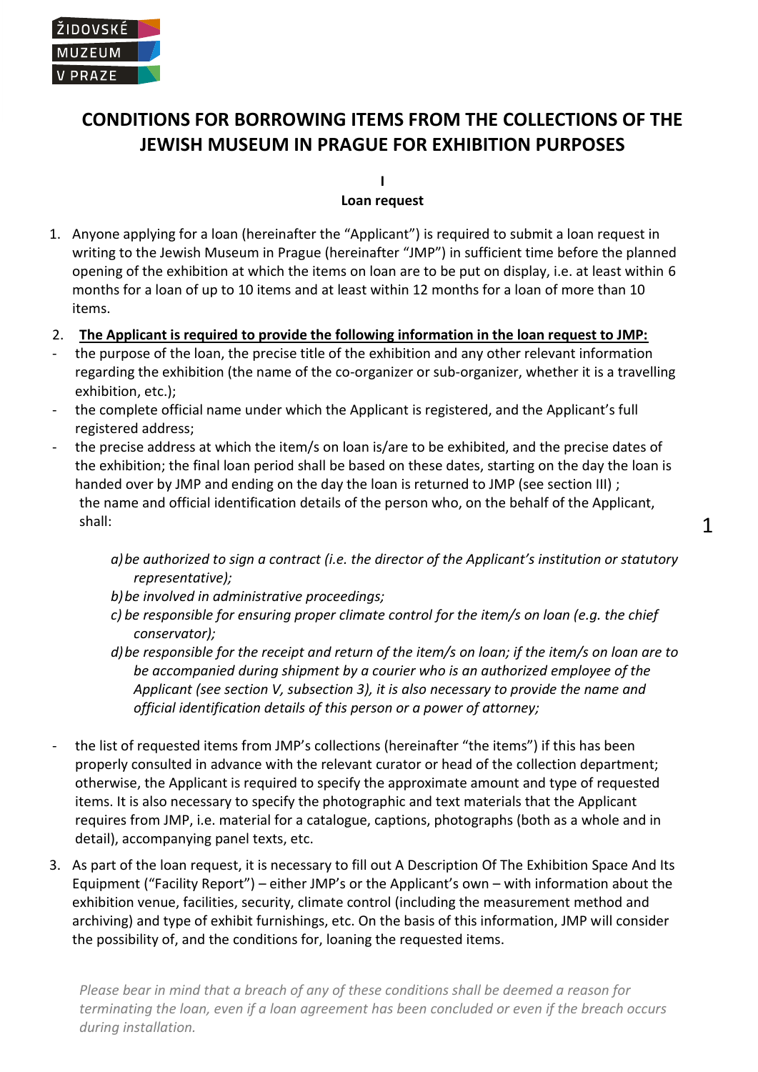# CONDITIONS FOR BORROWING ITEMS FROM THE COLLECTIONS OF THE JEWISH MUSEUM IN PRAGUE FOR EXHIBITION PURPOSES

## I
## Loan request

1. Anyone applying for a loan (hereinafter the "Applicant") is required to submit a loan request in writing to the Jewish Museum in Prague (hereinafter "JMP") in sufficient time before the planned opening of the exhibition at which the items on loan are to be put on display, i.e. at least within 6 months for a loan of up to 10 items and at least within 12 months for a loan of more than 10 items.

2. **<u>The Applicant is required to provide the following information in the loan request to JMP:</u>**

- the purpose of the loan, the precise title of the exhibition and any other relevant information regarding the exhibition (the name of the co-organizer or sub-organizer, whether it is a travelling exhibition, etc.);
- the complete official name under which the Applicant is registered, and the Applicant's full registered address;
- the precise address at which the item/s on loan is/are to be exhibited, and the precise dates of the exhibition; the final loan period shall be based on these dates, starting on the day the loan is handed over by JMP and ending on the day the loan is returned to JMP (see section III) ; the name and official identification details of the person who, on the behalf of the Applicant, shall:

  *a) be authorized to sign a contract (i.e. the director of the Applicant's institution or statutory representative);*
  *b) be involved in administrative proceedings;*
  *c) be responsible for ensuring proper climate control for the item/s on loan (e.g. the chief conservator);*
  *d) be responsible for the receipt and return of the item/s on loan; if the item/s on loan are to be accompanied during shipment by a courier who is an authorized employee of the Applicant (see section V, subsection 3), it is also necessary to provide the name and official identification details of this person or a power of attorney;*

- the list of requested items from JMP's collections (hereinafter "the items") if this has been properly consulted in advance with the relevant curator or head of the collection department; otherwise, the Applicant is required to specify the approximate amount and type of requested items. It is also necessary to specify the photographic and text materials that the Applicant requires from JMP, i.e. material for a catalogue, captions, photographs (both as a whole and in detail), accompanying panel texts, etc.

3. As part of the loan request, it is necessary to fill out A Description Of The Exhibition Space And Its Equipment ("Facility Report") – either JMP's or the Applicant's own – with information about the exhibition venue, facilities, security, climate control (including the measurement method and archiving) and type of exhibit furnishings, etc. On the basis of this information, JMP will consider the possibility of, and the conditions for, loaning the requested items.

*Please bear in mind that a breach of any of these conditions shall be deemed a reason for terminating the loan, even if a loan agreement has been concluded or even if the breach occurs during installation.*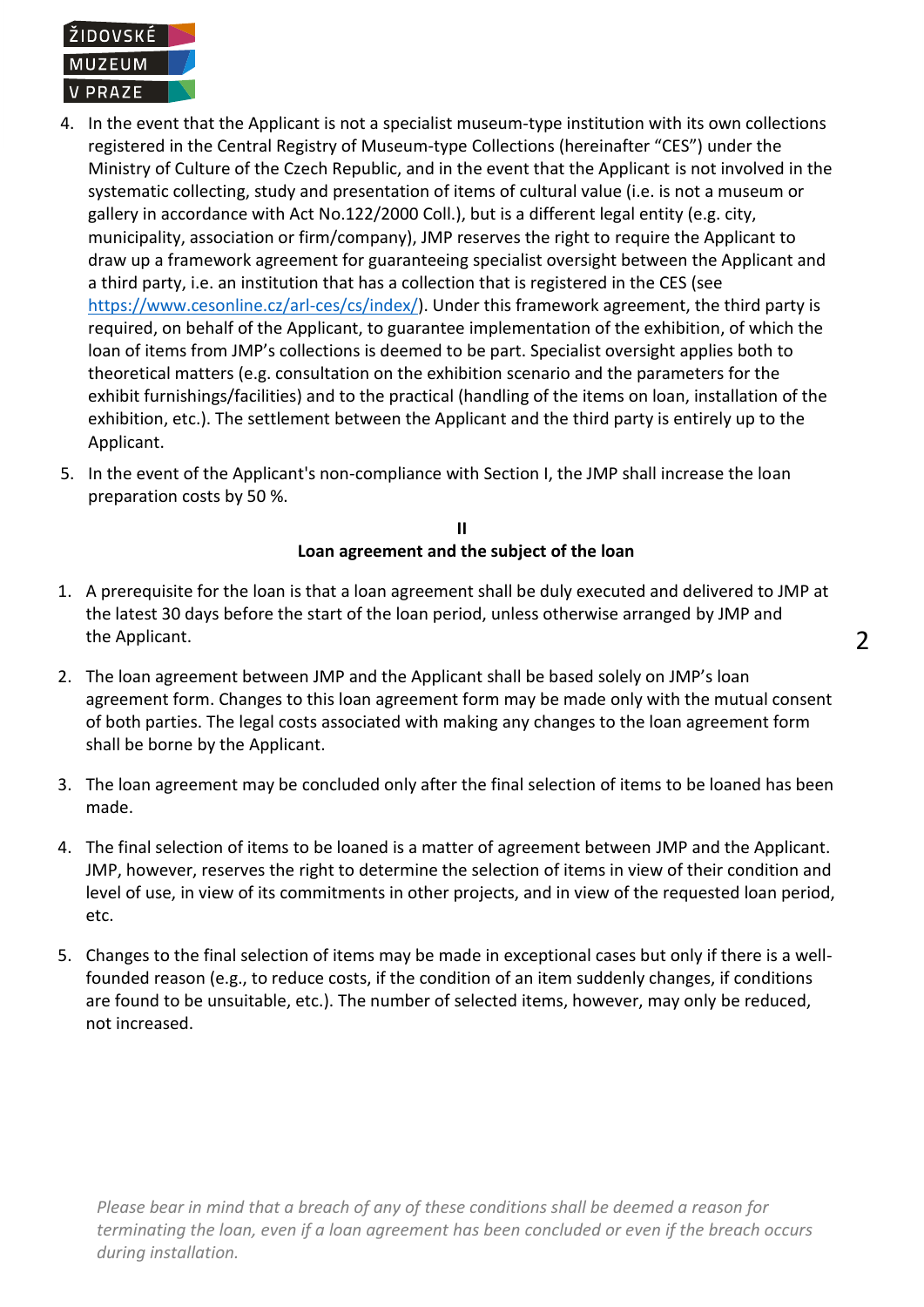4. In the event that the Applicant is not a specialist museum-type institution with its own collections registered in the Central Registry of Museum-type Collections (hereinafter "CES") under the Ministry of Culture of the Czech Republic, and in the event that the Applicant is not involved in the systematic collecting, study and presentation of items of cultural value (i.e. is not a museum or gallery in accordance with Act No.122/2000 Coll.), but is a different legal entity (e.g. city, municipality, association or firm/company), JMP reserves the right to require the Applicant to draw up a framework agreement for guaranteeing specialist oversight between the Applicant and a third party, i.e. an institution that has a collection that is registered in the CES (see [https://www.cesonline.cz/arl-ces/cs/index/](https://www.cesonline.cz/arl-ces/cs/index/)). Under this framework agreement, the third party is required, on behalf of the Applicant, to guarantee implementation of the exhibition, of which the loan of items from JMP's collections is deemed to be part. Specialist oversight applies both to theoretical matters (e.g. consultation on the exhibition scenario and the parameters for the exhibit furnishings/facilities) and to the practical (handling of the items on loan, installation of the exhibition, etc.). The settlement between the Applicant and the third party is entirely up to the Applicant.
5. In the event of the Applicant's non-compliance with Section I, the JMP shall increase the loan preparation costs by 50 %.

## II
## Loan agreement and the subject of the loan

1. A prerequisite for the loan is that a loan agreement shall be duly executed and delivered to JMP at the latest 30 days before the start of the loan period, unless otherwise arranged by JMP and the Applicant.

2. The loan agreement between JMP and the Applicant shall be based solely on JMP's loan agreement form. Changes to this loan agreement form may be made only with the mutual consent of both parties. The legal costs associated with making any changes to the loan agreement form shall be borne by the Applicant.

3. The loan agreement may be concluded only after the final selection of items to be loaned has been made.

4. The final selection of items to be loaned is a matter of agreement between JMP and the Applicant. JMP, however, reserves the right to determine the selection of items in view of their condition and level of use, in view of its commitments in other projects, and in view of the requested loan period, etc.

5. Changes to the final selection of items may be made in exceptional cases but only if there is a well-founded reason (e.g., to reduce costs, if the condition of an item suddenly changes, if conditions are found to be unsuitable, etc.). The number of selected items, however, may only be reduced, not increased.

*Please bear in mind that a breach of any of these conditions shall be deemed a reason for terminating the loan, even if a loan agreement has been concluded or even if the breach occurs during installation.*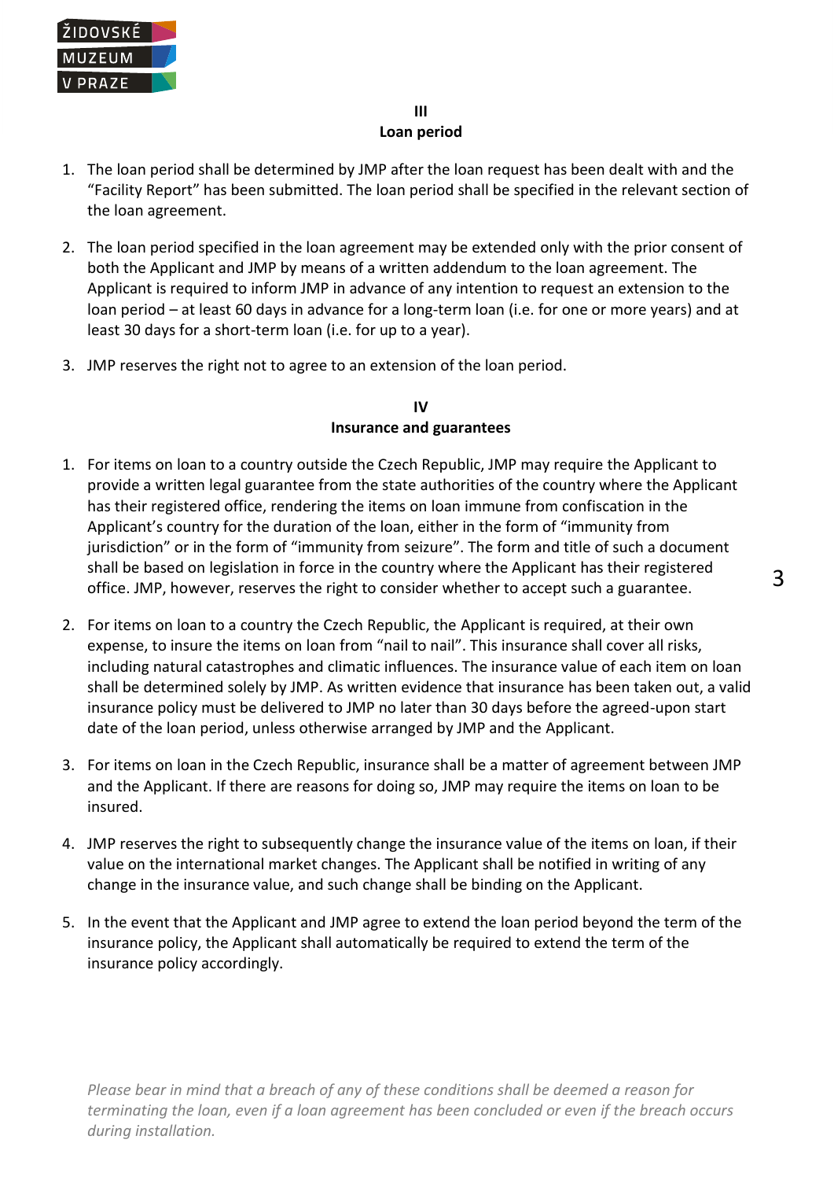## III
## Loan period

1. The loan period shall be determined by JMP after the loan request has been dealt with and the "Facility Report" has been submitted. The loan period shall be specified in the relevant section of the loan agreement.

2. The loan period specified in the loan agreement may be extended only with the prior consent of both the Applicant and JMP by means of a written addendum to the loan agreement. The Applicant is required to inform JMP in advance of any intention to request an extension to the loan period – at least 60 days in advance for a long-term loan (i.e. for one or more years) and at least 30 days for a short-term loan (i.e. for up to a year).

3. JMP reserves the right not to agree to an extension of the loan period.

## IV
## Insurance and guarantees

1. For items on loan to a country outside the Czech Republic, JMP may require the Applicant to provide a written legal guarantee from the state authorities of the country where the Applicant has their registered office, rendering the items on loan immune from confiscation in the Applicant's country for the duration of the loan, either in the form of "immunity from jurisdiction" or in the form of "immunity from seizure". The form and title of such a document shall be based on legislation in force in the country where the Applicant has their registered office. JMP, however, reserves the right to consider whether to accept such a guarantee.

2. For items on loan to a country the Czech Republic, the Applicant is required, at their own expense, to insure the items on loan from "nail to nail". This insurance shall cover all risks, including natural catastrophes and climatic influences. The insurance value of each item on loan shall be determined solely by JMP. As written evidence that insurance has been taken out, a valid insurance policy must be delivered to JMP no later than 30 days before the agreed-upon start date of the loan period, unless otherwise arranged by JMP and the Applicant.

3. For items on loan in the Czech Republic, insurance shall be a matter of agreement between JMP and the Applicant. If there are reasons for doing so, JMP may require the items on loan to be insured.

4. JMP reserves the right to subsequently change the insurance value of the items on loan, if their value on the international market changes. The Applicant shall be notified in writing of any change in the insurance value, and such change shall be binding on the Applicant.

5. In the event that the Applicant and JMP agree to extend the loan period beyond the term of the insurance policy, the Applicant shall automatically be required to extend the term of the insurance policy accordingly.

*Please bear in mind that a breach of any of these conditions shall be deemed a reason for terminating the loan, even if a loan agreement has been concluded or even if the breach occurs during installation.*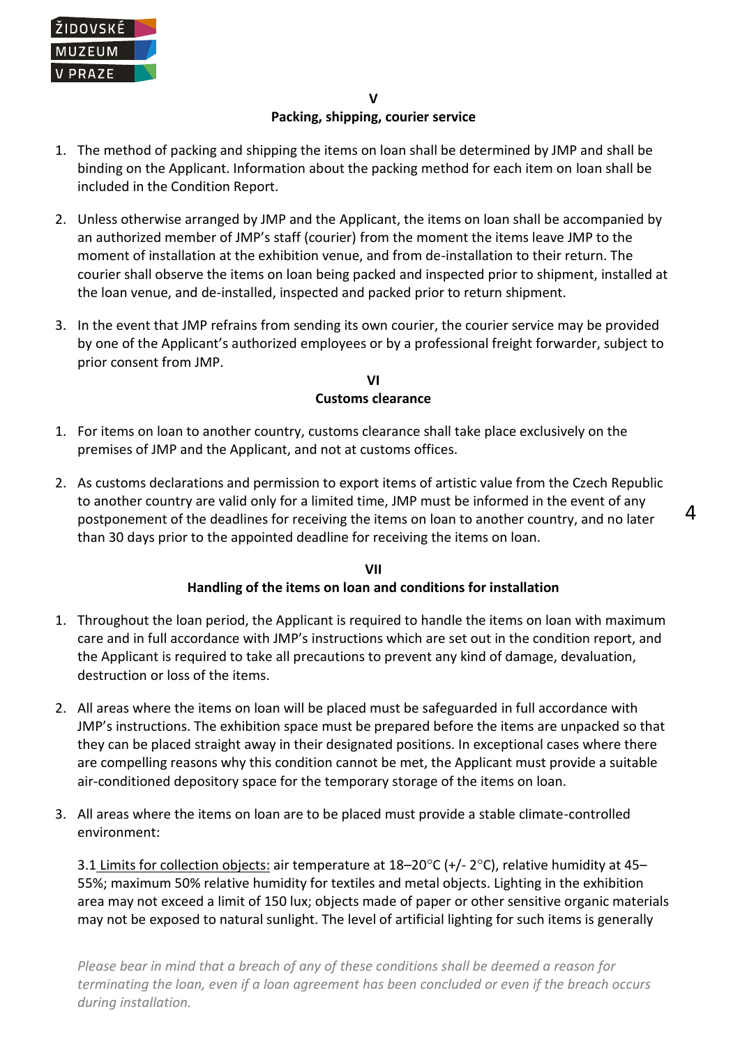## V
## Packing, shipping, courier service

1. The method of packing and shipping the items on loan shall be determined by JMP and shall be binding on the Applicant. Information about the packing method for each item on loan shall be included in the Condition Report.

2. Unless otherwise arranged by JMP and the Applicant, the items on loan shall be accompanied by an authorized member of JMP's staff (courier) from the moment the items leave JMP to the moment of installation at the exhibition venue, and from de-installation to their return. The courier shall observe the items on loan being packed and inspected prior to shipment, installed at the loan venue, and de-installed, inspected and packed prior to return shipment.

3. In the event that JMP refrains from sending its own courier, the courier service may be provided by one of the Applicant's authorized employees or by a professional freight forwarder, subject to prior consent from JMP.

## VI
## Customs clearance

1. For items on loan to another country, customs clearance shall take place exclusively on the premises of JMP and the Applicant, and not at customs offices.

2. As customs declarations and permission to export items of artistic value from the Czech Republic to another country are valid only for a limited time, JMP must be informed in the event of any postponement of the deadlines for receiving the items on loan to another country, and no later than 30 days prior to the appointed deadline for receiving the items on loan.

## VII
## Handling of the items on loan and conditions for installation

1. Throughout the loan period, the Applicant is required to handle the items on loan with maximum care and in full accordance with JMP's instructions which are set out in the condition report, and the Applicant is required to take all precautions to prevent any kind of damage, devaluation, destruction or loss of the items.

2. All areas where the items on loan will be placed must be safeguarded in full accordance with JMP's instructions. The exhibition space must be prepared before the items are unpacked so that they can be placed straight away in their designated positions. In exceptional cases where there are compelling reasons why this condition cannot be met, the Applicant must provide a suitable air-conditioned depository space for the temporary storage of the items on loan.

3. All areas where the items on loan are to be placed must provide a stable climate-controlled environment:

   3.1 Limits for collection objects: air temperature at 18–20°C (+/- 2°C), relative humidity at 45–55%; maximum 50% relative humidity for textiles and metal objects. Lighting in the exhibition area may not exceed a limit of 150 lux; objects made of paper or other sensitive organic materials may not be exposed to natural sunlight. The level of artificial lighting for such items is generally

*Please bear in mind that a breach of any of these conditions shall be deemed a reason for terminating the loan, even if a loan agreement has been concluded or even if the breach occurs during installation.*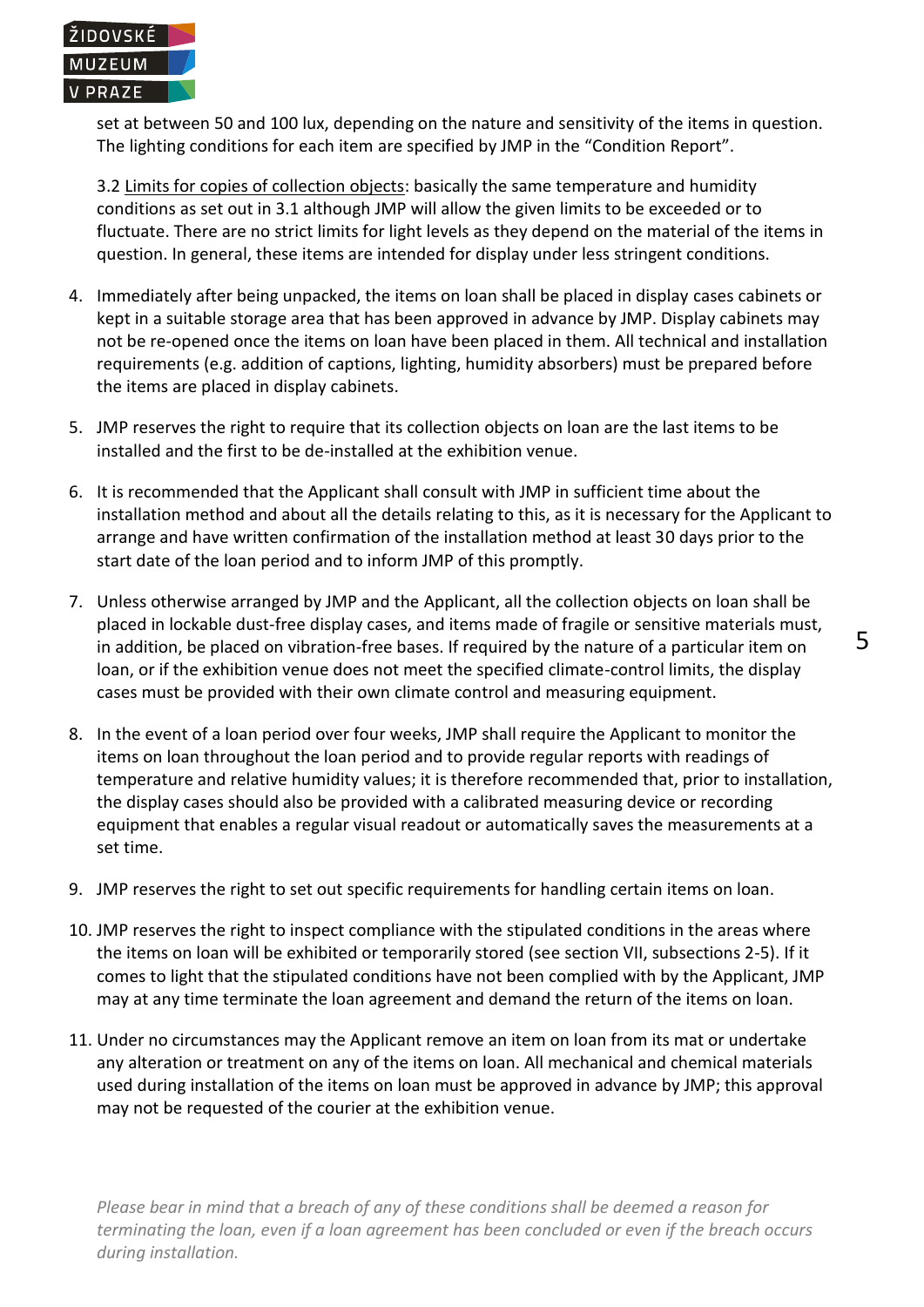set at between 50 and 100 lux, depending on the nature and sensitivity of the items in question. The lighting conditions for each item are specified by JMP in the “Condition Report”.

3.2 Limits for copies of collection objects: basically the same temperature and humidity conditions as set out in 3.1 although JMP will allow the given limits to be exceeded or to fluctuate. There are no strict limits for light levels as they depend on the material of the items in question. In general, these items are intended for display under less stringent conditions.

4. Immediately after being unpacked, the items on loan shall be placed in display cases cabinets or kept in a suitable storage area that has been approved in advance by JMP. Display cabinets may not be re-opened once the items on loan have been placed in them. All technical and installation requirements (e.g. addition of captions, lighting, humidity absorbers) must be prepared before the items are placed in display cabinets.

5. JMP reserves the right to require that its collection objects on loan are the last items to be installed and the first to be de-installed at the exhibition venue.

6. It is recommended that the Applicant shall consult with JMP in sufficient time about the installation method and about all the details relating to this, as it is necessary for the Applicant to arrange and have written confirmation of the installation method at least 30 days prior to the start date of the loan period and to inform JMP of this promptly.

7. Unless otherwise arranged by JMP and the Applicant, all the collection objects on loan shall be placed in lockable dust-free display cases, and items made of fragile or sensitive materials must, in addition, be placed on vibration-free bases. If required by the nature of a particular item on loan, or if the exhibition venue does not meet the specified climate-control limits, the display cases must be provided with their own climate control and measuring equipment.

8. In the event of a loan period over four weeks, JMP shall require the Applicant to monitor the items on loan throughout the loan period and to provide regular reports with readings of temperature and relative humidity values; it is therefore recommended that, prior to installation, the display cases should also be provided with a calibrated measuring device or recording equipment that enables a regular visual readout or automatically saves the measurements at a set time.

9. JMP reserves the right to set out specific requirements for handling certain items on loan.

10. JMP reserves the right to inspect compliance with the stipulated conditions in the areas where the items on loan will be exhibited or temporarily stored (see section VII, subsections 2-5). If it comes to light that the stipulated conditions have not been complied with by the Applicant, JMP may at any time terminate the loan agreement and demand the return of the items on loan.

11. Under no circumstances may the Applicant remove an item on loan from its mat or undertake any alteration or treatment on any of the items on loan. All mechanical and chemical materials used during installation of the items on loan must be approved in advance by JMP; this approval may not be requested of the courier at the exhibition venue.

*Please bear in mind that a breach of any of these conditions shall be deemed a reason for terminating the loan, even if a loan agreement has been concluded or even if the breach occurs during installation.*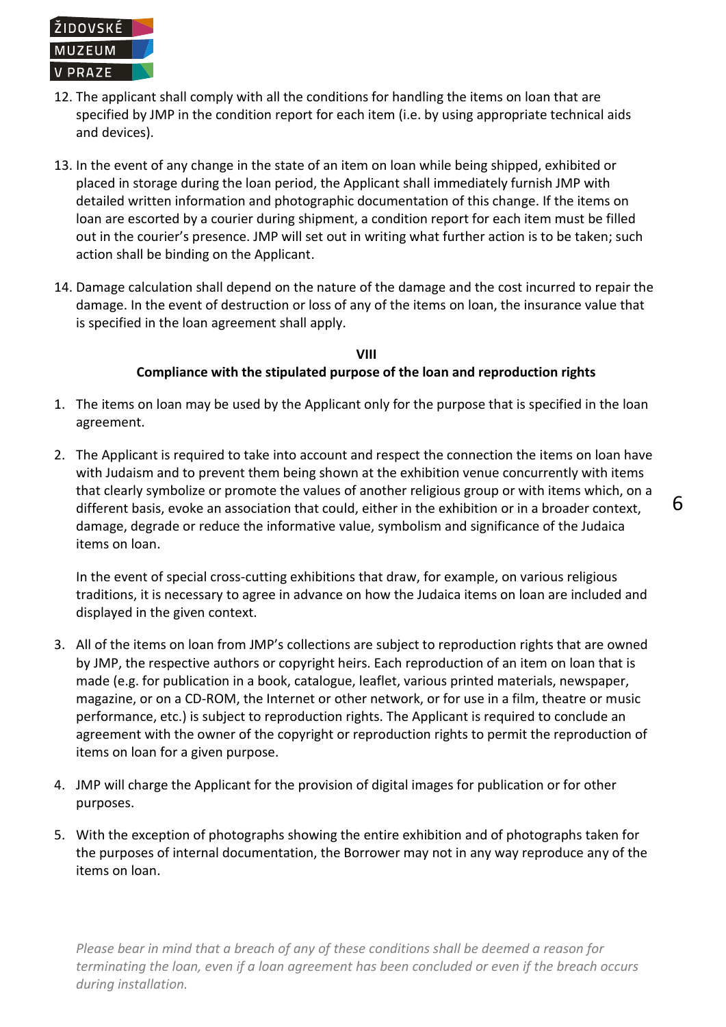12. The applicant shall comply with all the conditions for handling the items on loan that are specified by JMP in the condition report for each item (i.e. by using appropriate technical aids and devices).

13. In the event of any change in the state of an item on loan while being shipped, exhibited or placed in storage during the loan period, the Applicant shall immediately furnish JMP with detailed written information and photographic documentation of this change. If the items on loan are escorted by a courier during shipment, a condition report for each item must be filled out in the courier's presence. JMP will set out in writing what further action is to be taken; such action shall be binding on the Applicant.

14. Damage calculation shall depend on the nature of the damage and the cost incurred to repair the damage. In the event of destruction or loss of any of the items on loan, the insurance value that is specified in the loan agreement shall apply.

## VIII
## Compliance with the stipulated purpose of the loan and reproduction rights

1. The items on loan may be used by the Applicant only for the purpose that is specified in the loan agreement.

2. The Applicant is required to take into account and respect the connection the items on loan have with Judaism and to prevent them being shown at the exhibition venue concurrently with items that clearly symbolize or promote the values of another religious group or with items which, on a different basis, evoke an association that could, either in the exhibition or in a broader context, damage, degrade or reduce the informative value, symbolism and significance of the Judaica items on loan.

   In the event of special cross-cutting exhibitions that draw, for example, on various religious traditions, it is necessary to agree in advance on how the Judaica items on loan are included and displayed in the given context.

3. All of the items on loan from JMP's collections are subject to reproduction rights that are owned by JMP, the respective authors or copyright heirs. Each reproduction of an item on loan that is made (e.g. for publication in a book, catalogue, leaflet, various printed materials, newspaper, magazine, or on a CD-ROM, the Internet or other network, or for use in a film, theatre or music performance, etc.) is subject to reproduction rights. The Applicant is required to conclude an agreement with the owner of the copyright or reproduction rights to permit the reproduction of items on loan for a given purpose.

4. JMP will charge the Applicant for the provision of digital images for publication or for other purposes.

5. With the exception of photographs showing the entire exhibition and of photographs taken for the purposes of internal documentation, the Borrower may not in any way reproduce any of the items on loan.

*Please bear in mind that a breach of any of these conditions shall be deemed a reason for terminating the loan, even if a loan agreement has been concluded or even if the breach occurs during installation.*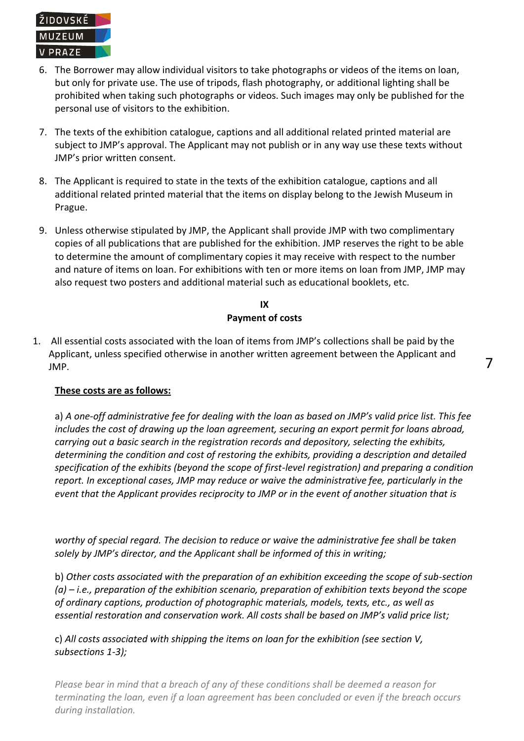6. The Borrower may allow individual visitors to take photographs or videos of the items on loan, but only for private use. The use of tripods, flash photography, or additional lighting shall be prohibited when taking such photographs or videos. Such images may only be published for the personal use of visitors to the exhibition.

7. The texts of the exhibition catalogue, captions and all additional related printed material are subject to JMP's approval. The Applicant may not publish or in any way use these texts without JMP's prior written consent.

8. The Applicant is required to state in the texts of the exhibition catalogue, captions and all additional related printed material that the items on display belong to the Jewish Museum in Prague.

9. Unless otherwise stipulated by JMP, the Applicant shall provide JMP with two complimentary copies of all publications that are published for the exhibition. JMP reserves the right to be able to determine the amount of complimentary copies it may receive with respect to the number and nature of items on loan. For exhibitions with ten or more items on loan from JMP, JMP may also request two posters and additional material such as educational booklets, etc.

## IX
## Payment of costs

1. All essential costs associated with the loan of items from JMP's collections shall be paid by the Applicant, unless specified otherwise in another written agreement between the Applicant and JMP.

**<u>These costs are as follows:</u>**

a) *A one-off administrative fee for dealing with the loan as based on JMP's valid price list. This fee includes the cost of drawing up the loan agreement, securing an export permit for loans abroad, carrying out a basic search in the registration records and depository, selecting the exhibits, determining the condition and cost of restoring the exhibits, providing a description and detailed specification of the exhibits (beyond the scope of first-level registration) and preparing a condition report. In exceptional cases, JMP may reduce or waive the administrative fee, particularly in the event that the Applicant provides reciprocity to JMP or in the event of another situation that is worthy of special regard. The decision to reduce or waive the administrative fee shall be taken solely by JMP's director, and the Applicant shall be informed of this in writing;*

b) *Other costs associated with the preparation of an exhibition exceeding the scope of sub-section (a) – i.e., preparation of the exhibition scenario, preparation of exhibition texts beyond the scope of ordinary captions, production of photographic materials, models, texts, etc., as well as essential restoration and conservation work. All costs shall be based on JMP's valid price list;*

c) *All costs associated with shipping the items on loan for the exhibition (see section V, subsections 1-3);*

*Please bear in mind that a breach of any of these conditions shall be deemed a reason for terminating the loan, even if a loan agreement has been concluded or even if the breach occurs during installation.*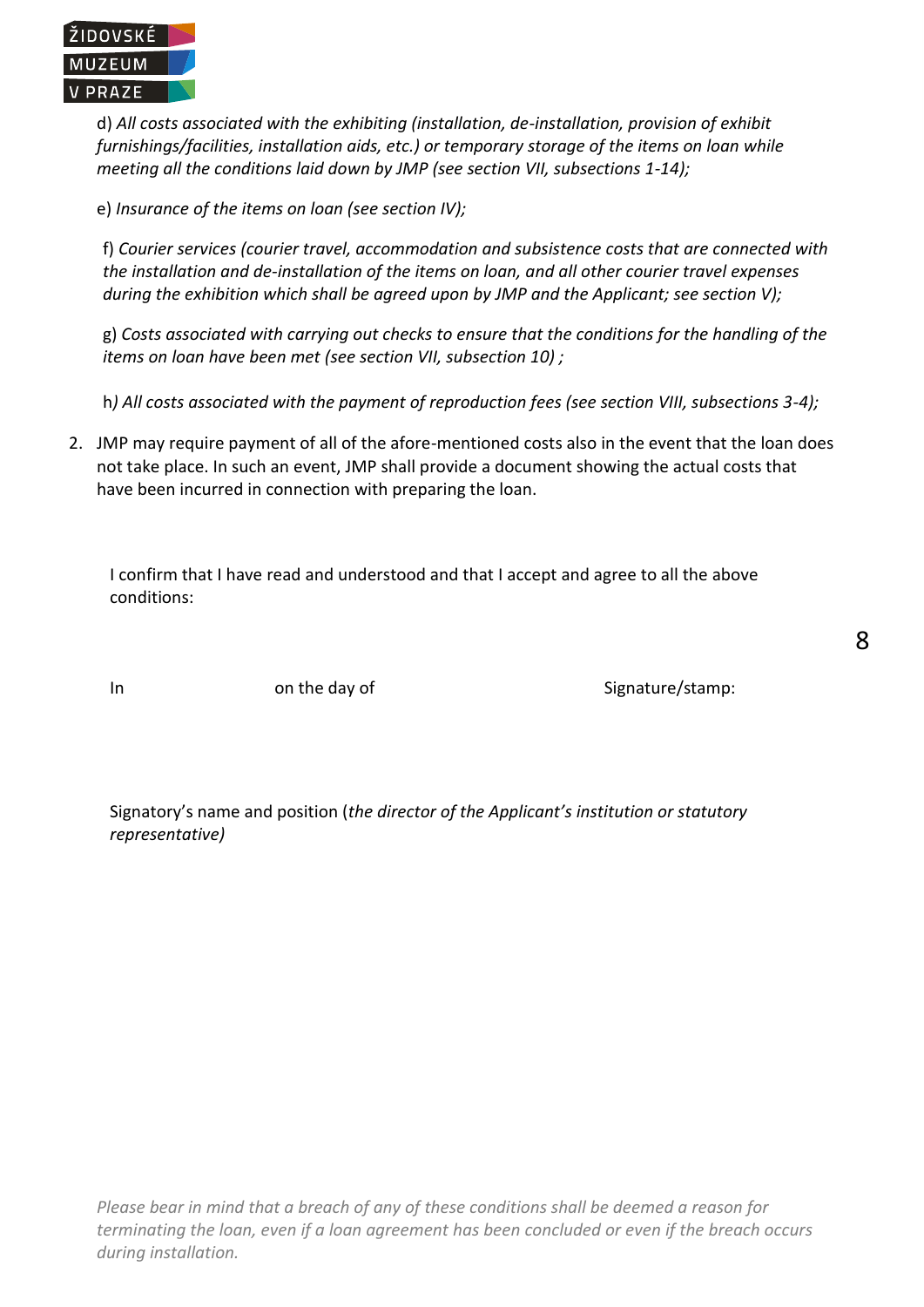d) *All costs associated with the exhibiting (installation, de-installation, provision of exhibit furnishings/facilities, installation aids, etc.) or temporary storage of the items on loan while meeting all the conditions laid down by JMP (see section VII, subsections 1-14);*

e) *Insurance of the items on loan (see section IV);*

f) *Courier services (courier travel, accommodation and subsistence costs that are connected with the installation and de-installation of the items on loan, and all other courier travel expenses during the exhibition which shall be agreed upon by JMP and the Applicant; see section V);*

g) *Costs associated with carrying out checks to ensure that the conditions for the handling of the items on loan have been met (see section VII, subsection 10) ;*

h*) All costs associated with the payment of reproduction fees (see section VIII, subsections 3-4);*

2. JMP may require payment of all of the afore-mentioned costs also in the event that the loan does not take place. In such an event, JMP shall provide a document showing the actual costs that have been incurred in connection with preparing the loan.

I confirm that I have read and understood and that I accept and agree to all the above conditions:

In                    on the day of                    Signature/stamp:

Signatory's name and position (*the director of the Applicant's institution or statutory representative)*

*Please bear in mind that a breach of any of these conditions shall be deemed a reason for terminating the loan, even if a loan agreement has been concluded or even if the breach occurs during installation.*